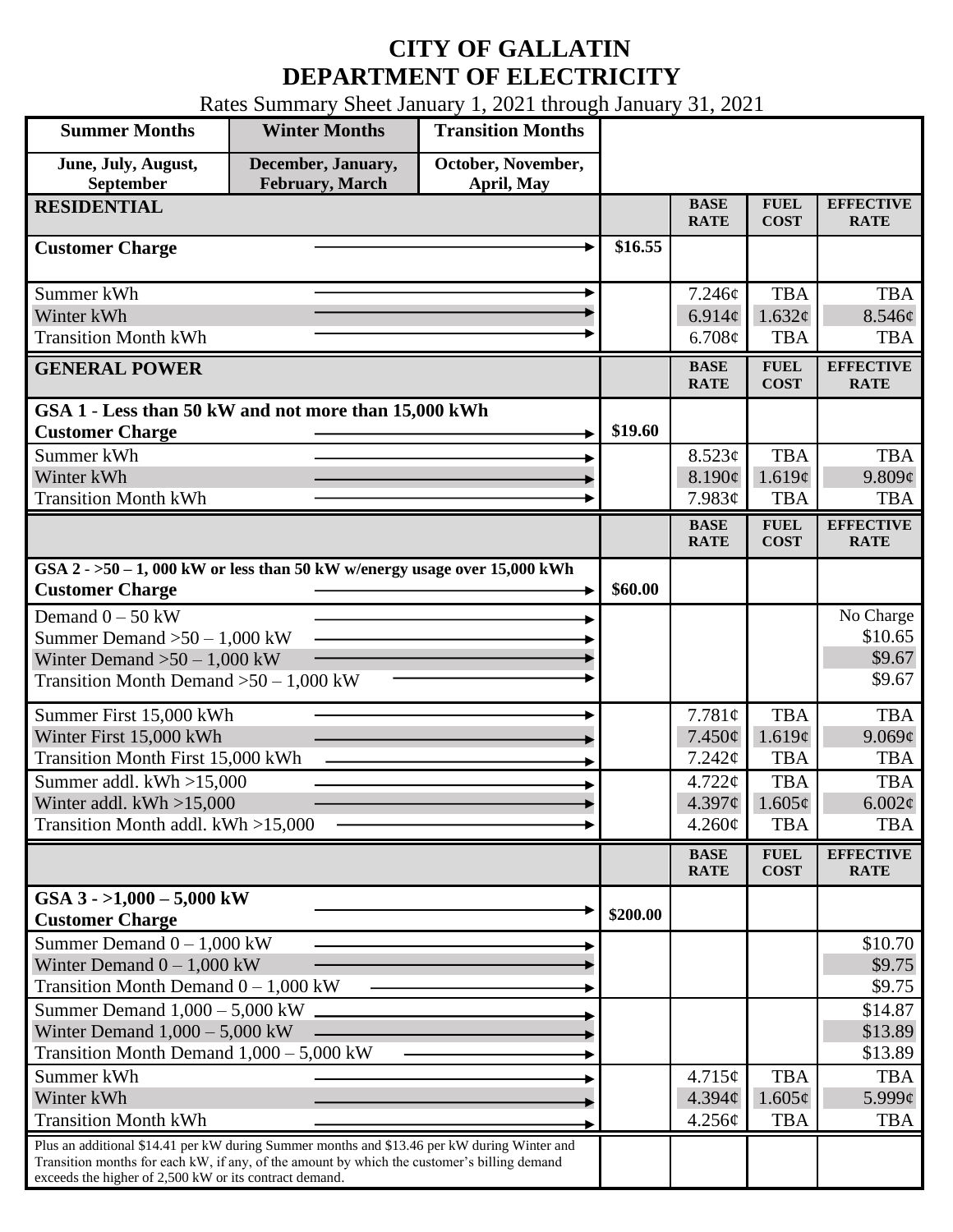# CITY OF GALLATIN
# DEPARTMENT OF ELECTRICITY

Rates Summary Sheet January 1, 2021 through January 31, 2021

| Summer Months | Winter Months | Transition Months |
|---|---|---|
| June, July, August, September | December, January, February, March | October, November, April, May |

| RESIDENTIAL | | BASE RATE | FUEL COST | EFFECTIVE RATE |
|---|---|---|---|---|
| **Customer Charge** | $16.55 | | | |
| Summer kWh | | 7.246¢ | TBA | TBA |
| Winter kWh | | 6.914¢ | 1.632¢ | 8.546¢ |
| Transition Month kWh | | 6.708¢ | TBA | TBA |

| GENERAL POWER | | BASE RATE | FUEL COST | EFFECTIVE RATE |
|---|---|---|---|---|
| **GSA 1 - Less than 50 kW and not more than 15,000 kWh** | | | | |
| **Customer Charge** | $19.60 | | | |
| Summer kWh | | 8.523¢ | TBA | TBA |
| Winter kWh | | 8.190¢ | 1.619¢ | 9.809¢ |
| Transition Month kWh | | 7.983¢ | TBA | TBA |

| | | BASE RATE | FUEL COST | EFFECTIVE RATE |
|---|---|---|---|---|
| **GSA 2 - >50 – 1, 000 kW or less than 50 kW w/energy usage over 15,000 kWh** | | | | |
| **Customer Charge** | $60.00 | | | |
| Demand 0 – 50 kW | | | | No Charge |
| Summer Demand >50 – 1,000 kW | | | | $10.65 |
| Winter Demand >50 – 1,000 kW | | | | $9.67 |
| Transition Month Demand >50 – 1,000 kW | | | | $9.67 |
| Summer First 15,000 kWh | | 7.781¢ | TBA | TBA |
| Winter First 15,000 kWh | | 7.450¢ | 1.619¢ | 9.069¢ |
| Transition Month First 15,000 kWh | | 7.242¢ | TBA | TBA |
| Summer addl. kWh >15,000 | | 4.722¢ | TBA | TBA |
| Winter addl. kWh >15,000 | | 4.397¢ | 1.605¢ | 6.002¢ |
| Transition Month addl. kWh >15,000 | | 4.260¢ | TBA | TBA |

| | | BASE RATE | FUEL COST | EFFECTIVE RATE |
|---|---|---|---|---|
| **GSA 3 - >1,000 – 5,000 kW** | | | | |
| **Customer Charge** | $200.00 | | | |
| Summer Demand 0 – 1,000 kW | | | | $10.70 |
| Winter Demand 0 – 1,000 kW | | | | $9.75 |
| Transition Month Demand 0 – 1,000 kW | | | | $9.75 |
| Summer Demand 1,000 – 5,000 kW | | | | $14.87 |
| Winter Demand 1,000 – 5,000 kW | | | | $13.89 |
| Transition Month Demand 1,000 – 5,000 kW | | | | $13.89 |
| Summer kWh | | 4.715¢ | TBA | TBA |
| Winter kWh | | 4.394¢ | 1.605¢ | 5.999¢ |
| Transition Month kWh | | 4.256¢ | TBA | TBA |
| Plus an additional $14.41 per kW during Summer months and $13.46 per kW during Winter and Transition months for each kW, if any, of the amount by which the customer's billing demand exceeds the higher of 2,500 kW or its contract demand. | | | | |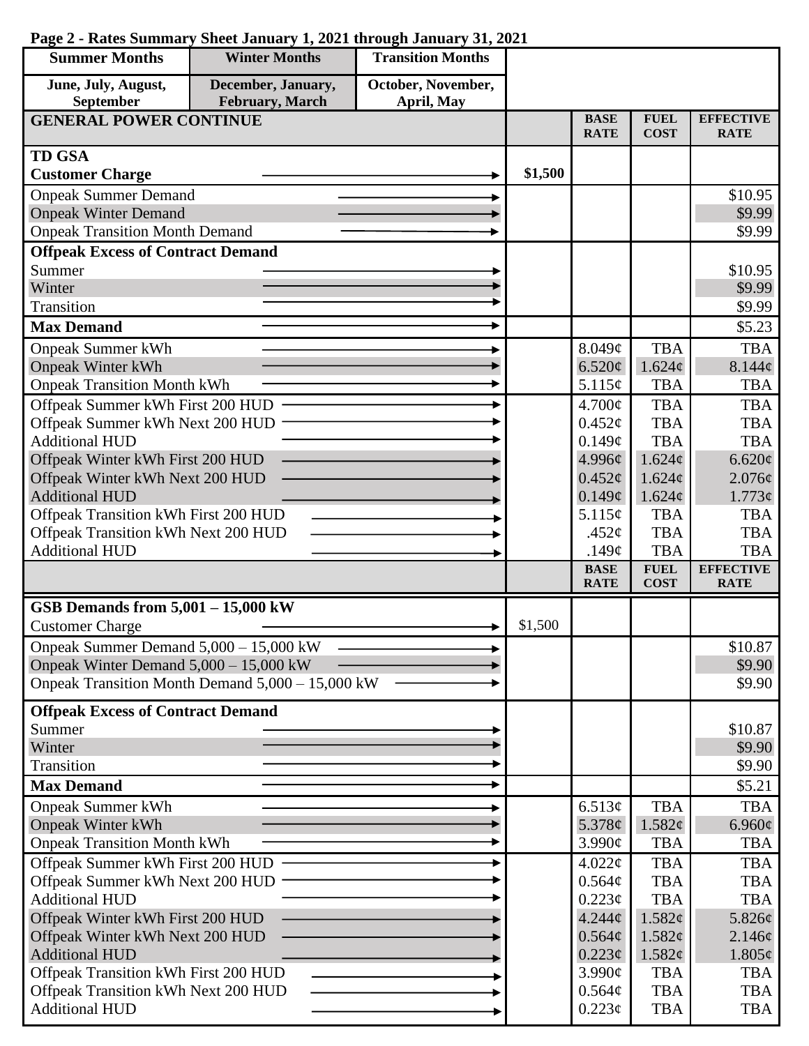**Page 2 - Rates Summary Sheet January 1, 2021 through January 31, 2021**

| Summer Months | Winter Months | Transition Months |
|---|---|---|
| June, July, August, September | December, January, February, March | October, November, April, May |

| GENERAL POWER CONTINUE | | BASE RATE | FUEL COST | EFFECTIVE RATE |
|---|---|---|---|---|
| **TD GSA** | | | | |
| **Customer Charge** | $1,500 | | | |
| Onpeak Summer Demand | | | | $10.95 |
| Onpeak Winter Demand | | | | $9.99 |
| Onpeak Transition Month Demand | | | | $9.99 |
| **Offpeak Excess of Contract Demand** | | | | |
| Summer | | | | $10.95 |
| Winter | | | | $9.99 |
| Transition | | | | $9.99 |
| **Max Demand** | | | | $5.23 |
| Onpeak Summer kWh | | 8.049¢ | TBA | TBA |
| Onpeak Winter kWh | | 6.520¢ | 1.624¢ | 8.144¢ |
| Onpeak Transition Month kWh | | 5.115¢ | TBA | TBA |
| Offpeak Summer kWh First 200 HUD | | 4.700¢ | TBA | TBA |
| Offpeak Summer kWh Next 200 HUD | | 0.452¢ | TBA | TBA |
| Additional HUD | | 0.149¢ | TBA | TBA |
| Offpeak Winter kWh First 200 HUD | | 4.996¢ | 1.624¢ | 6.620¢ |
| Offpeak Winter kWh Next 200 HUD | | 0.452¢ | 1.624¢ | 2.076¢ |
| Additional HUD | | 0.149¢ | 1.624¢ | 1.773¢ |
| Offpeak Transition kWh First 200 HUD | | 5.115¢ | TBA | TBA |
| Offpeak Transition kWh Next 200 HUD | | .452¢ | TBA | TBA |
| Additional HUD | | .149¢ | TBA | TBA |

| | | BASE RATE | FUEL COST | EFFECTIVE RATE |
|---|---|---|---|---|
| **GSB Demands from 5,001 – 15,000 kW** | | | | |
| Customer Charge | $1,500 | | | |
| Onpeak Summer Demand 5,000 – 15,000 kW | | | | $10.87 |
| Onpeak Winter Demand 5,000 – 15,000 kW | | | | $9.90 |
| Onpeak Transition Month Demand 5,000 – 15,000 kW | | | | $9.90 |
| **Offpeak Excess of Contract Demand** | | | | |
| Summer | | | | $10.87 |
| Winter | | | | $9.90 |
| Transition | | | | $9.90 |
| **Max Demand** | | | | $5.21 |
| Onpeak Summer kWh | | 6.513¢ | TBA | TBA |
| Onpeak Winter kWh | | 5.378¢ | 1.582¢ | 6.960¢ |
| Onpeak Transition Month kWh | | 3.990¢ | TBA | TBA |
| Offpeak Summer kWh First 200 HUD | | 4.022¢ | TBA | TBA |
| Offpeak Summer kWh Next 200 HUD | | 0.564¢ | TBA | TBA |
| Additional HUD | | 0.223¢ | TBA | TBA |
| Offpeak Winter kWh First 200 HUD | | 4.244¢ | 1.582¢ | 5.826¢ |
| Offpeak Winter kWh Next 200 HUD | | 0.564¢ | 1.582¢ | 2.146¢ |
| Additional HUD | | 0.223¢ | 1.582¢ | 1.805¢ |
| Offpeak Transition kWh First 200 HUD | | 3.990¢ | TBA | TBA |
| Offpeak Transition kWh Next 200 HUD | | 0.564¢ | TBA | TBA |
| Additional HUD | | 0.223¢ | TBA | TBA |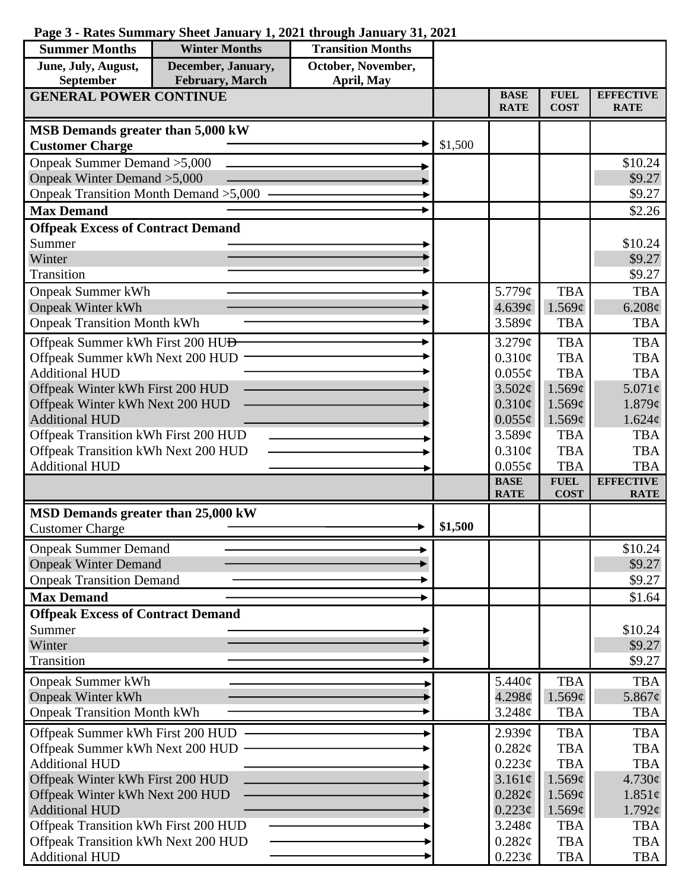**Page 3 - Rates Summary Sheet January 1, 2021 through January 31, 2021**

| Summer Months | Winter Months | Transition Months |
|---|---|---|
| June, July, August, September | December, January, February, March | October, November, April, May |

| GENERAL POWER CONTINUE | | BASE RATE | FUEL COST | EFFECTIVE RATE |
|---|---|---|---|---|
| **MSB Demands greater than 5,000 kW** | | | | |
| **Customer Charge** | $1,500 | | | |
| Onpeak Summer Demand >5,000 | | | | $10.24 |
| Onpeak Winter Demand >5,000 | | | | $9.27 |
| Onpeak Transition Month Demand >5,000 | | | | $9.27 |
| **Max Demand** | | | | $2.26 |
| **Offpeak Excess of Contract Demand** | | | | |
| Summer | | | | $10.24 |
| Winter | | | | $9.27 |
| Transition | | | | $9.27 |
| Onpeak Summer kWh | | 5.779¢ | TBA | TBA |
| Onpeak Winter kWh | | 4.639¢ | 1.569¢ | 6.208¢ |
| Onpeak Transition Month kWh | | 3.589¢ | TBA | TBA |
| Offpeak Summer kWh First 200 HUD | | 3.279¢ | TBA | TBA |
| Offpeak Summer kWh Next 200 HUD | | 0.310¢ | TBA | TBA |
| Additional HUD | | 0.055¢ | TBA | TBA |
| Offpeak Winter kWh First 200 HUD | | 3.502¢ | 1.569¢ | 5.071¢ |
| Offpeak Winter kWh Next 200 HUD | | 0.310¢ | 1.569¢ | 1.879¢ |
| Additional HUD | | 0.055¢ | 1.569¢ | 1.624¢ |
| Offpeak Transition kWh First 200 HUD | | 3.589¢ | TBA | TBA |
| Offpeak Transition kWh Next 200 HUD | | 0.310¢ | TBA | TBA |
| Additional HUD | | 0.055¢ | TBA | TBA |

| | | BASE RATE | FUEL COST | EFFECTIVE RATE |
|---|---|---|---|---|
| **MSD Demands greater than 25,000 kW** | | | | |
| Customer Charge | **$1,500** | | | |
| Onpeak Summer Demand | | | | $10.24 |
| Onpeak Winter Demand | | | | $9.27 |
| Onpeak Transition Demand | | | | $9.27 |
| **Max Demand** | | | | $1.64 |
| **Offpeak Excess of Contract Demand** | | | | |
| Summer | | | | $10.24 |
| Winter | | | | $9.27 |
| Transition | | | | $9.27 |
| Onpeak Summer kWh | | 5.440¢ | TBA | TBA |
| Onpeak Winter kWh | | 4.298¢ | 1.569¢ | 5.867¢ |
| Onpeak Transition Month kWh | | 3.248¢ | TBA | TBA |
| Offpeak Summer kWh First 200 HUD | | 2.939¢ | TBA | TBA |
| Offpeak Summer kWh Next 200 HUD | | 0.282¢ | TBA | TBA |
| Additional HUD | | 0.223¢ | TBA | TBA |
| Offpeak Winter kWh First 200 HUD | | 3.161¢ | 1.569¢ | 4.730¢ |
| Offpeak Winter kWh Next 200 HUD | | 0.282¢ | 1.569¢ | 1.851¢ |
| Additional HUD | | 0.223¢ | 1.569¢ | 1.792¢ |
| Offpeak Transition kWh First 200 HUD | | 3.248¢ | TBA | TBA |
| Offpeak Transition kWh Next 200 HUD | | 0.282¢ | TBA | TBA |
| Additional HUD | | 0.223¢ | TBA | TBA |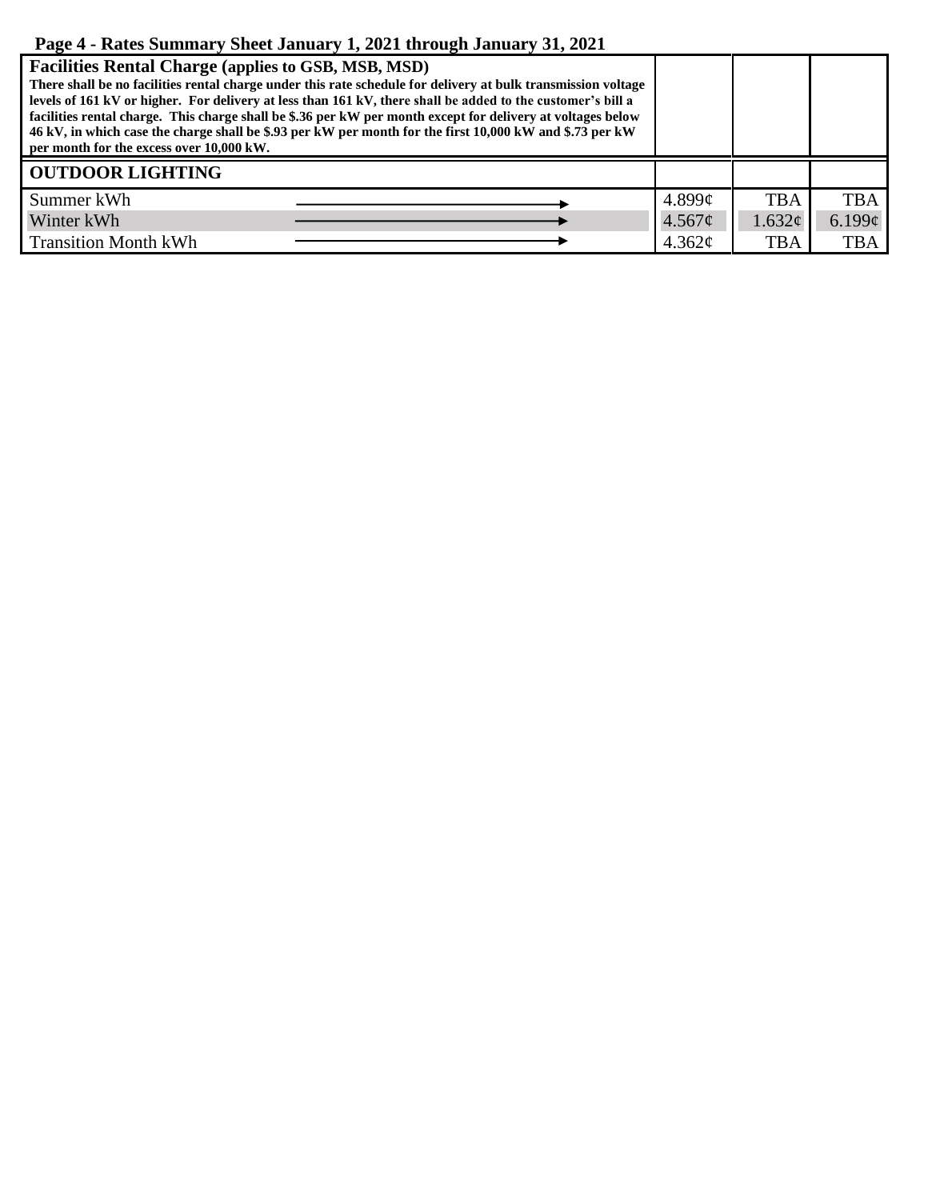## Page 4 - Rates Summary Sheet January 1, 2021 through January 31, 2021

| | | | |
|---|---|---|---|
| **Facilities Rental Charge (applies to GSB, MSB, MSD)** **There shall be no facilities rental charge under this rate schedule for delivery at bulk transmission voltage levels of 161 kV or higher. For delivery at less than 161 kV, there shall be added to the customer's bill a facilities rental charge. This charge shall be $.36 per kW per month except for delivery at voltages below 46 kV, in which case the charge shall be $.93 per kW per month for the first 10,000 kW and $.73 per kW per month for the excess over 10,000 kW.** | | | |
| **OUTDOOR LIGHTING** | | | |
| Summer kWh ⟶ | 4.899¢ | TBA | TBA |
| Winter kWh ⟶ | 4.567¢ | 1.632¢ | 6.199¢ |
| Transition Month kWh ⟶ | 4.362¢ | TBA | TBA |